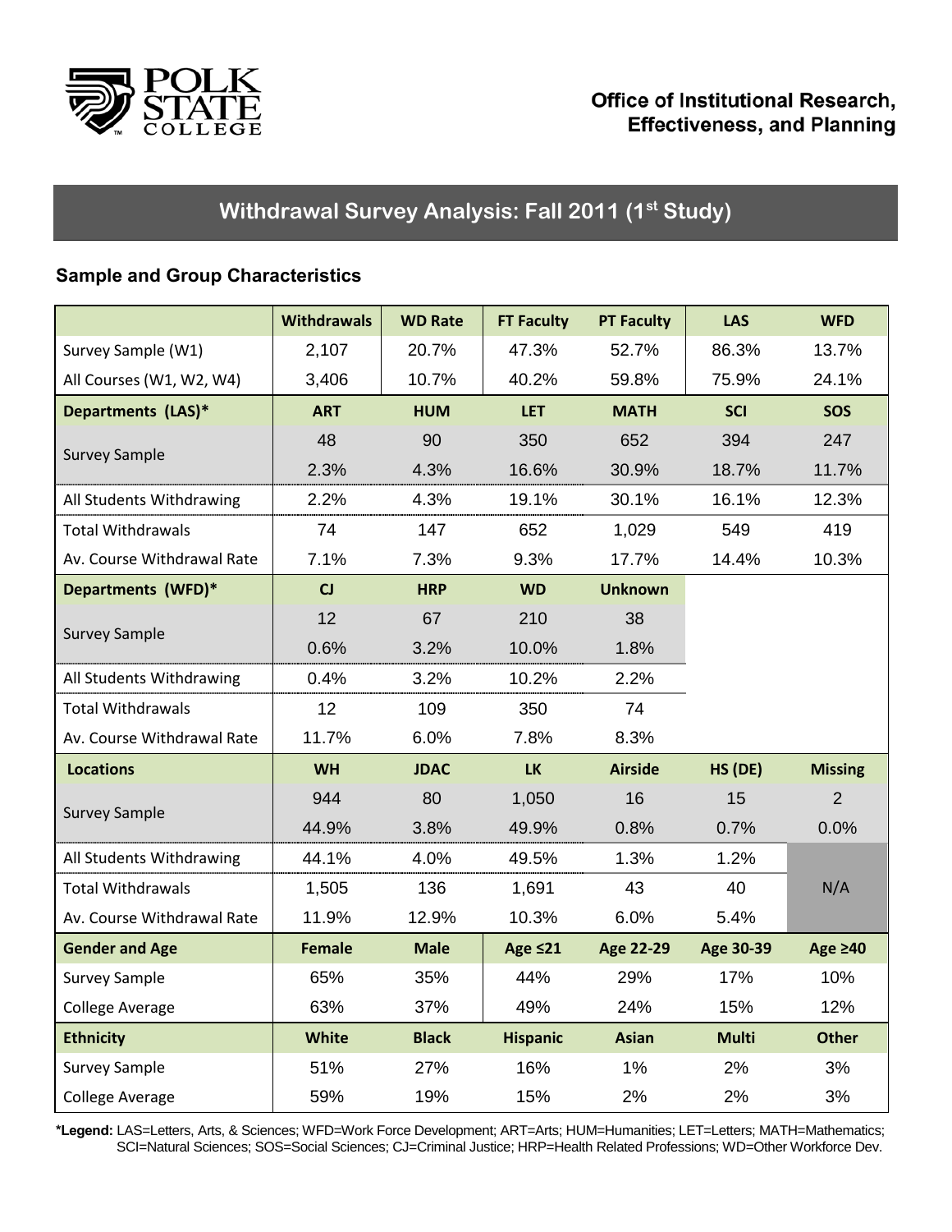Office of Institutional Research, Effectiveness, and Planning

# Withdrawal Survey Analysis: Fall 2011 (1st Study)

## Sample and Group Characteristics

| | Withdrawals | WD Rate | FT Faculty | PT Faculty | LAS | WFD |
|---|---|---|---|---|---|---|
| Survey Sample (W1) | 2,107 | 20.7% | 47.3% | 52.7% | 86.3% | 13.7% |
| All Courses (W1, W2, W4) | 3,406 | 10.7% | 40.2% | 59.8% | 75.9% | 24.1% |
| **Departments (LAS)*** | **ART** | **HUM** | **LET** | **MATH** | **SCI** | **SOS** |
| Survey Sample | 48 | 90 | 350 | 652 | 394 | 247 |
| | 2.3% | 4.3% | 16.6% | 30.9% | 18.7% | 11.7% |
| All Students Withdrawing | 2.2% | 4.3% | 19.1% | 30.1% | 16.1% | 12.3% |
| Total Withdrawals | 74 | 147 | 652 | 1,029 | 549 | 419 |
| Av. Course Withdrawal Rate | 7.1% | 7.3% | 9.3% | 17.7% | 14.4% | 10.3% |
| **Departments (WFD)*** | **CJ** | **HRP** | **WD** | **Unknown** | | |
| Survey Sample | 12 | 67 | 210 | 38 | | |
| | 0.6% | 3.2% | 10.0% | 1.8% | | |
| All Students Withdrawing | 0.4% | 3.2% | 10.2% | 2.2% | | |
| Total Withdrawals | 12 | 109 | 350 | 74 | | |
| Av. Course Withdrawal Rate | 11.7% | 6.0% | 7.8% | 8.3% | | |
| **Locations** | **WH** | **JDAC** | **LK** | **Airside** | **HS (DE)** | **Missing** |
| Survey Sample | 944 | 80 | 1,050 | 16 | 15 | 2 |
| | 44.9% | 3.8% | 49.9% | 0.8% | 0.7% | 0.0% |
| All Students Withdrawing | 44.1% | 4.0% | 49.5% | 1.3% | 1.2% | N/A |
| Total Withdrawals | 1,505 | 136 | 1,691 | 43 | 40 | |
| Av. Course Withdrawal Rate | 11.9% | 12.9% | 10.3% | 6.0% | 5.4% | |
| **Gender and Age** | **Female** | **Male** | **Age ≤21** | **Age 22-29** | **Age 30-39** | **Age ≥40** |
| Survey Sample | 65% | 35% | 44% | 29% | 17% | 10% |
| College Average | 63% | 37% | 49% | 24% | 15% | 12% |
| **Ethnicity** | **White** | **Black** | **Hispanic** | **Asian** | **Multi** | **Other** |
| Survey Sample | 51% | 27% | 16% | 1% | 2% | 3% |
| College Average | 59% | 19% | 15% | 2% | 2% | 3% |

***Legend:** LAS=Letters, Arts, & Sciences; WFD=Work Force Development; ART=Arts; HUM=Humanities; LET=Letters; MATH=Mathematics; SCI=Natural Sciences; SOS=Social Sciences; CJ=Criminal Justice; HRP=Health Related Professions; WD=Other Workforce Dev.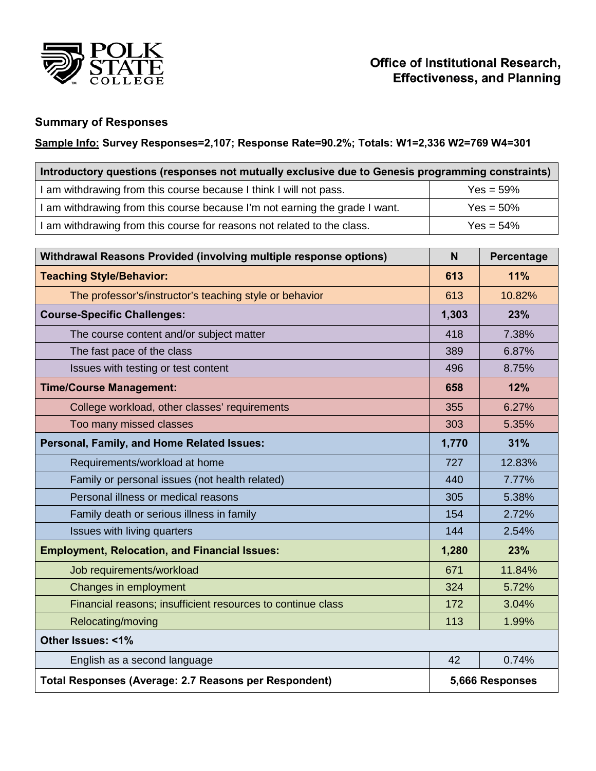Office of Institutional Research, Effectiveness, and Planning

## Summary of Responses

**Sample Info: Survey Responses=2,107; Response Rate=90.2%; Totals: W1=2,336 W2=769 W4=301**

| Introductory questions (responses not mutually exclusive due to Genesis programming constraints) | |
|---|---|
| I am withdrawing from this course because I think I will not pass. | Yes = 59% |
| I am withdrawing from this course because I'm not earning the grade I want. | Yes = 50% |
| I am withdrawing from this course for reasons not related to the class. | Yes = 54% |

| Withdrawal Reasons Provided (involving multiple response options) | N | Percentage |
|---|---|---|
| **Teaching Style/Behavior:** | **613** | **11%** |
| The professor's/instructor's teaching style or behavior | 613 | 10.82% |
| **Course-Specific Challenges:** | **1,303** | **23%** |
| The course content and/or subject matter | 418 | 7.38% |
| The fast pace of the class | 389 | 6.87% |
| Issues with testing or test content | 496 | 8.75% |
| **Time/Course Management:** | **658** | **12%** |
| College workload, other classes' requirements | 355 | 6.27% |
| Too many missed classes | 303 | 5.35% |
| **Personal, Family, and Home Related Issues:** | **1,770** | **31%** |
| Requirements/workload at home | 727 | 12.83% |
| Family or personal issues (not health related) | 440 | 7.77% |
| Personal illness or medical reasons | 305 | 5.38% |
| Family death or serious illness in family | 154 | 2.72% |
| Issues with living quarters | 144 | 2.54% |
| **Employment, Relocation, and Financial Issues:** | **1,280** | **23%** |
| Job requirements/workload | 671 | 11.84% |
| Changes in employment | 324 | 5.72% |
| Financial reasons; insufficient resources to continue class | 172 | 3.04% |
| Relocating/moving | 113 | 1.99% |
| **Other Issues: <1%** | | |
| English as a second language | 42 | 0.74% |
| **Total Responses (Average: 2.7 Reasons per Respondent)** | **5,666 Responses** | |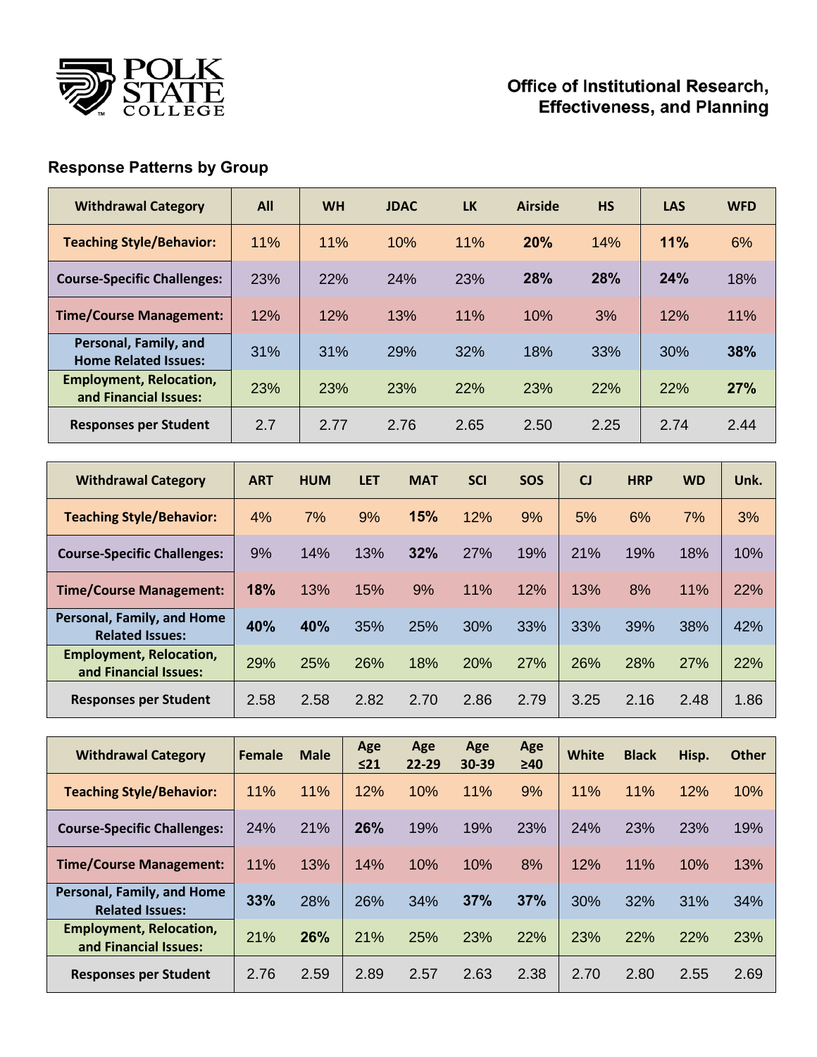**Office of Institutional Research, Effectiveness, and Planning**

### Response Patterns by Group

| Withdrawal Category | All | WH | JDAC | LK | Airside | HS | LAS | WFD |
|---|---|---|---|---|---|---|---|---|
| **Teaching Style/Behavior:** | 11% | 11% | 10% | 11% | **20%** | 14% | **11%** | 6% |
| **Course-Specific Challenges:** | 23% | 22% | 24% | 23% | **28%** | **28%** | **24%** | 18% |
| **Time/Course Management:** | 12% | 12% | 13% | 11% | 10% | 3% | 12% | 11% |
| **Personal, Family, and Home Related Issues:** | 31% | 31% | 29% | 32% | 18% | 33% | 30% | **38%** |
| **Employment, Relocation, and Financial Issues:** | 23% | 23% | 23% | 22% | 23% | 22% | 22% | **27%** |
| **Responses per Student** | 2.7 | 2.77 | 2.76 | 2.65 | 2.50 | 2.25 | 2.74 | 2.44 |

| Withdrawal Category | ART | HUM | LET | MAT | SCI | SOS | CJ | HRP | WD | Unk. |
|---|---|---|---|---|---|---|---|---|---|---|
| **Teaching Style/Behavior:** | 4% | 7% | 9% | **15%** | 12% | 9% | 5% | 6% | 7% | 3% |
| **Course-Specific Challenges:** | 9% | 14% | 13% | **32%** | 27% | 19% | 21% | 19% | 18% | 10% |
| **Time/Course Management:** | **18%** | 13% | 15% | 9% | 11% | 12% | 13% | 8% | 11% | 22% |
| **Personal, Family, and Home Related Issues:** | **40%** | **40%** | 35% | 25% | 30% | 33% | 33% | 39% | 38% | 42% |
| **Employment, Relocation, and Financial Issues:** | 29% | 25% | 26% | 18% | 20% | 27% | 26% | 28% | 27% | 22% |
| **Responses per Student** | 2.58 | 2.58 | 2.82 | 2.70 | 2.86 | 2.79 | 3.25 | 2.16 | 2.48 | 1.86 |

| Withdrawal Category | Female | Male | Age ≤21 | Age 22-29 | Age 30-39 | Age ≥40 | White | Black | Hisp. | Other |
|---|---|---|---|---|---|---|---|---|---|---|
| **Teaching Style/Behavior:** | 11% | 11% | 12% | 10% | 11% | 9% | 11% | 11% | 12% | 10% |
| **Course-Specific Challenges:** | 24% | 21% | **26%** | 19% | 19% | 23% | 24% | 23% | 23% | 19% |
| **Time/Course Management:** | 11% | 13% | 14% | 10% | 10% | 8% | 12% | 11% | 10% | 13% |
| **Personal, Family, and Home Related Issues:** | **33%** | 28% | 26% | 34% | **37%** | **37%** | 30% | 32% | 31% | 34% |
| **Employment, Relocation, and Financial Issues:** | 21% | **26%** | 21% | 25% | 23% | 22% | 23% | 22% | 22% | 23% |
| **Responses per Student** | 2.76 | 2.59 | 2.89 | 2.57 | 2.63 | 2.38 | 2.70 | 2.80 | 2.55 | 2.69 |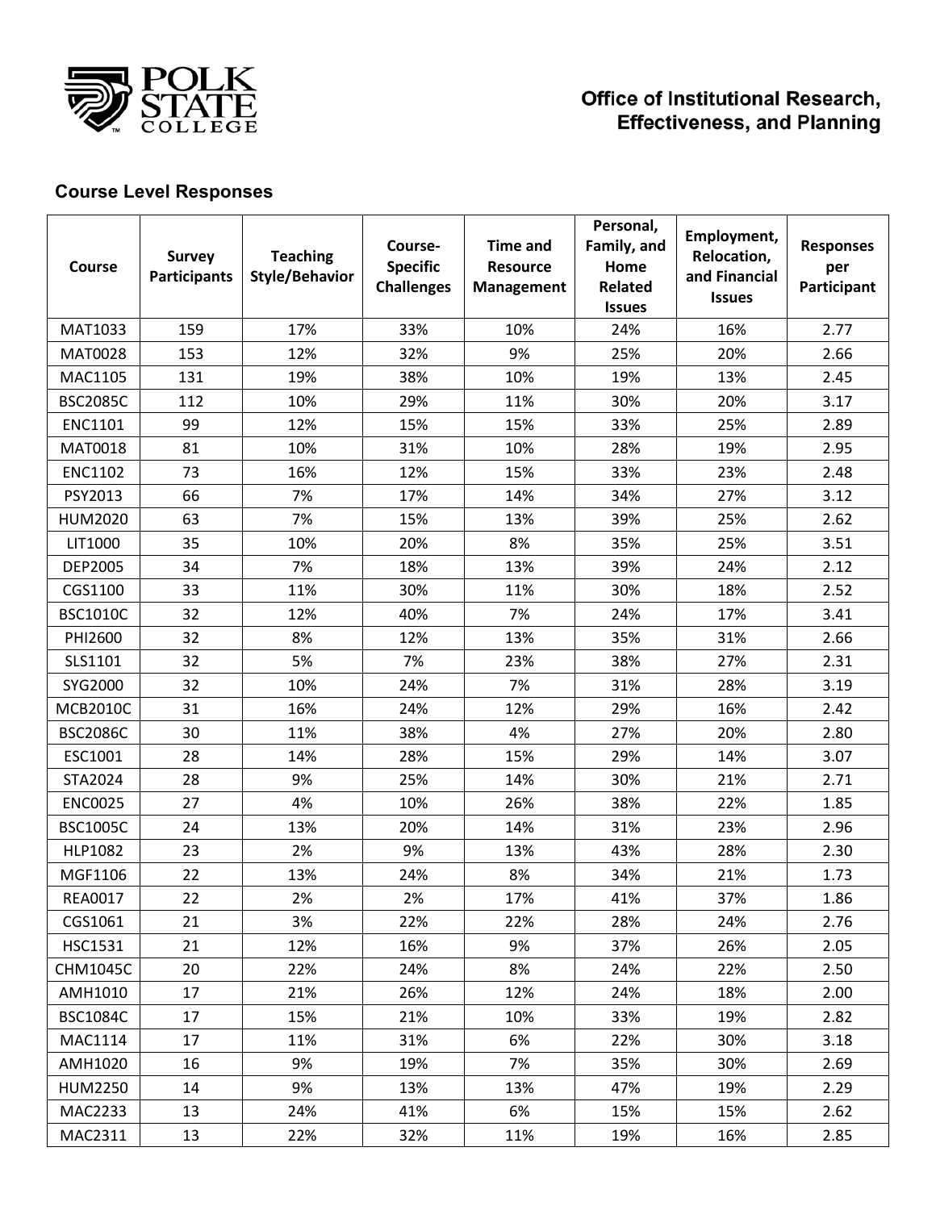**Office of Institutional Research, Effectiveness, and Planning**

## Course Level Responses

| Course | Survey Participants | Teaching Style/Behavior | Course-Specific Challenges | Time and Resource Management | Personal, Family, and Home Related Issues | Employment, Relocation, and Financial Issues | Responses per Participant |
|---|---|---|---|---|---|---|---|
| MAT1033 | 159 | 17% | 33% | 10% | 24% | 16% | 2.77 |
| MAT0028 | 153 | 12% | 32% | 9% | 25% | 20% | 2.66 |
| MAC1105 | 131 | 19% | 38% | 10% | 19% | 13% | 2.45 |
| BSC2085C | 112 | 10% | 29% | 11% | 30% | 20% | 3.17 |
| ENC1101 | 99 | 12% | 15% | 15% | 33% | 25% | 2.89 |
| MAT0018 | 81 | 10% | 31% | 10% | 28% | 19% | 2.95 |
| ENC1102 | 73 | 16% | 12% | 15% | 33% | 23% | 2.48 |
| PSY2013 | 66 | 7% | 17% | 14% | 34% | 27% | 3.12 |
| HUM2020 | 63 | 7% | 15% | 13% | 39% | 25% | 2.62 |
| LIT1000 | 35 | 10% | 20% | 8% | 35% | 25% | 3.51 |
| DEP2005 | 34 | 7% | 18% | 13% | 39% | 24% | 2.12 |
| CGS1100 | 33 | 11% | 30% | 11% | 30% | 18% | 2.52 |
| BSC1010C | 32 | 12% | 40% | 7% | 24% | 17% | 3.41 |
| PHI2600 | 32 | 8% | 12% | 13% | 35% | 31% | 2.66 |
| SLS1101 | 32 | 5% | 7% | 23% | 38% | 27% | 2.31 |
| SYG2000 | 32 | 10% | 24% | 7% | 31% | 28% | 3.19 |
| MCB2010C | 31 | 16% | 24% | 12% | 29% | 16% | 2.42 |
| BSC2086C | 30 | 11% | 38% | 4% | 27% | 20% | 2.80 |
| ESC1001 | 28 | 14% | 28% | 15% | 29% | 14% | 3.07 |
| STA2024 | 28 | 9% | 25% | 14% | 30% | 21% | 2.71 |
| ENC0025 | 27 | 4% | 10% | 26% | 38% | 22% | 1.85 |
| BSC1005C | 24 | 13% | 20% | 14% | 31% | 23% | 2.96 |
| HLP1082 | 23 | 2% | 9% | 13% | 43% | 28% | 2.30 |
| MGF1106 | 22 | 13% | 24% | 8% | 34% | 21% | 1.73 |
| REA0017 | 22 | 2% | 2% | 17% | 41% | 37% | 1.86 |
| CGS1061 | 21 | 3% | 22% | 22% | 28% | 24% | 2.76 |
| HSC1531 | 21 | 12% | 16% | 9% | 37% | 26% | 2.05 |
| CHM1045C | 20 | 22% | 24% | 8% | 24% | 22% | 2.50 |
| AMH1010 | 17 | 21% | 26% | 12% | 24% | 18% | 2.00 |
| BSC1084C | 17 | 15% | 21% | 10% | 33% | 19% | 2.82 |
| MAC1114 | 17 | 11% | 31% | 6% | 22% | 30% | 3.18 |
| AMH1020 | 16 | 9% | 19% | 7% | 35% | 30% | 2.69 |
| HUM2250 | 14 | 9% | 13% | 13% | 47% | 19% | 2.29 |
| MAC2233 | 13 | 24% | 41% | 6% | 15% | 15% | 2.62 |
| MAC2311 | 13 | 22% | 32% | 11% | 19% | 16% | 2.85 |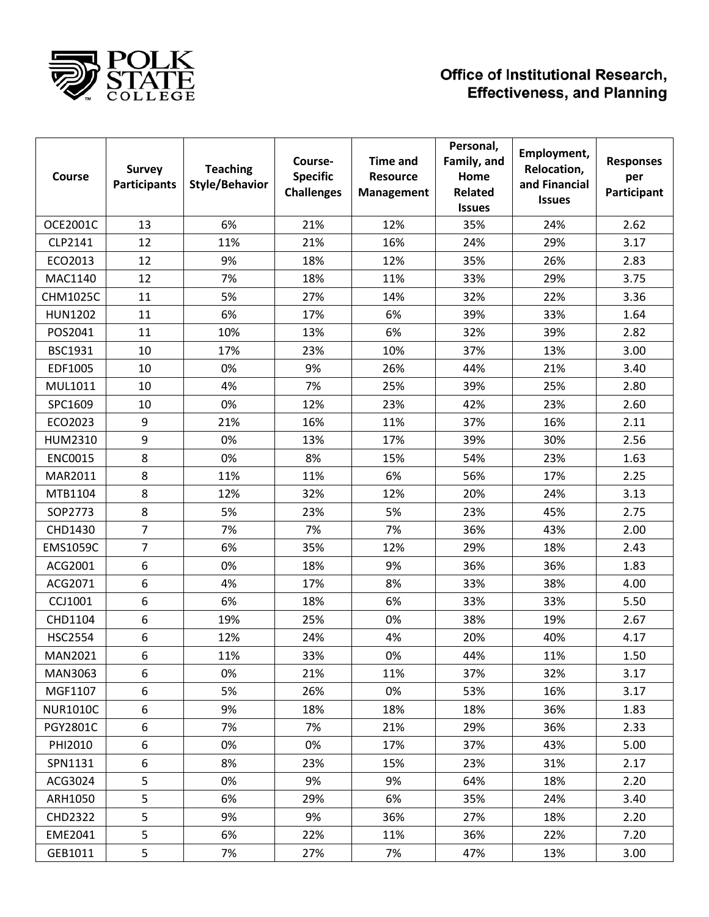| Course | Survey Participants | Teaching Style/Behavior | Course-Specific Challenges | Time and Resource Management | Personal, Family, and Home Related Issues | Employment, Relocation, and Financial Issues | Responses per Participant |
|---|---|---|---|---|---|---|---|
| OCE2001C | 13 | 6% | 21% | 12% | 35% | 24% | 2.62 |
| CLP2141 | 12 | 11% | 21% | 16% | 24% | 29% | 3.17 |
| ECO2013 | 12 | 9% | 18% | 12% | 35% | 26% | 2.83 |
| MAC1140 | 12 | 7% | 18% | 11% | 33% | 29% | 3.75 |
| CHM1025C | 11 | 5% | 27% | 14% | 32% | 22% | 3.36 |
| HUN1202 | 11 | 6% | 17% | 6% | 39% | 33% | 1.64 |
| POS2041 | 11 | 10% | 13% | 6% | 32% | 39% | 2.82 |
| BSC1931 | 10 | 17% | 23% | 10% | 37% | 13% | 3.00 |
| EDF1005 | 10 | 0% | 9% | 26% | 44% | 21% | 3.40 |
| MUL1011 | 10 | 4% | 7% | 25% | 39% | 25% | 2.80 |
| SPC1609 | 10 | 0% | 12% | 23% | 42% | 23% | 2.60 |
| ECO2023 | 9 | 21% | 16% | 11% | 37% | 16% | 2.11 |
| HUM2310 | 9 | 0% | 13% | 17% | 39% | 30% | 2.56 |
| ENC0015 | 8 | 0% | 8% | 15% | 54% | 23% | 1.63 |
| MAR2011 | 8 | 11% | 11% | 6% | 56% | 17% | 2.25 |
| MTB1104 | 8 | 12% | 32% | 12% | 20% | 24% | 3.13 |
| SOP2773 | 8 | 5% | 23% | 5% | 23% | 45% | 2.75 |
| CHD1430 | 7 | 7% | 7% | 7% | 36% | 43% | 2.00 |
| EMS1059C | 7 | 6% | 35% | 12% | 29% | 18% | 2.43 |
| ACG2001 | 6 | 0% | 18% | 9% | 36% | 36% | 1.83 |
| ACG2071 | 6 | 4% | 17% | 8% | 33% | 38% | 4.00 |
| CCJ1001 | 6 | 6% | 18% | 6% | 33% | 33% | 5.50 |
| CHD1104 | 6 | 19% | 25% | 0% | 38% | 19% | 2.67 |
| HSC2554 | 6 | 12% | 24% | 4% | 20% | 40% | 4.17 |
| MAN2021 | 6 | 11% | 33% | 0% | 44% | 11% | 1.50 |
| MAN3063 | 6 | 0% | 21% | 11% | 37% | 32% | 3.17 |
| MGF1107 | 6 | 5% | 26% | 0% | 53% | 16% | 3.17 |
| NUR1010C | 6 | 9% | 18% | 18% | 18% | 36% | 1.83 |
| PGY2801C | 6 | 7% | 7% | 21% | 29% | 36% | 2.33 |
| PHI2010 | 6 | 0% | 0% | 17% | 37% | 43% | 5.00 |
| SPN1131 | 6 | 8% | 23% | 15% | 23% | 31% | 2.17 |
| ACG3024 | 5 | 0% | 9% | 9% | 64% | 18% | 2.20 |
| ARH1050 | 5 | 6% | 29% | 6% | 35% | 24% | 3.40 |
| CHD2322 | 5 | 9% | 9% | 36% | 27% | 18% | 2.20 |
| EME2041 | 5 | 6% | 22% | 11% | 36% | 22% | 7.20 |
| GEB1011 | 5 | 7% | 27% | 7% | 47% | 13% | 3.00 |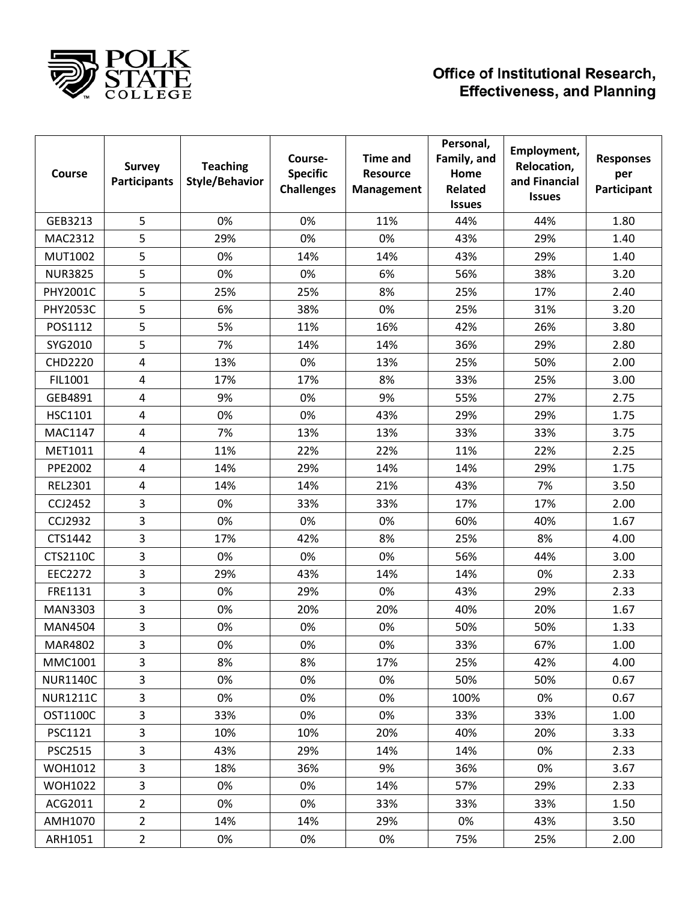| Course | Survey Participants | Teaching Style/Behavior | Course-Specific Challenges | Time and Resource Management | Personal, Family, and Home Related Issues | Employment, Relocation, and Financial Issues | Responses per Participant |
|---|---|---|---|---|---|---|---|
| GEB3213 | 5 | 0% | 0% | 11% | 44% | 44% | 1.80 |
| MAC2312 | 5 | 29% | 0% | 0% | 43% | 29% | 1.40 |
| MUT1002 | 5 | 0% | 14% | 14% | 43% | 29% | 1.40 |
| NUR3825 | 5 | 0% | 0% | 6% | 56% | 38% | 3.20 |
| PHY2001C | 5 | 25% | 25% | 8% | 25% | 17% | 2.40 |
| PHY2053C | 5 | 6% | 38% | 0% | 25% | 31% | 3.20 |
| POS1112 | 5 | 5% | 11% | 16% | 42% | 26% | 3.80 |
| SYG2010 | 5 | 7% | 14% | 14% | 36% | 29% | 2.80 |
| CHD2220 | 4 | 13% | 0% | 13% | 25% | 50% | 2.00 |
| FIL1001 | 4 | 17% | 17% | 8% | 33% | 25% | 3.00 |
| GEB4891 | 4 | 9% | 0% | 9% | 55% | 27% | 2.75 |
| HSC1101 | 4 | 0% | 0% | 43% | 29% | 29% | 1.75 |
| MAC1147 | 4 | 7% | 13% | 13% | 33% | 33% | 3.75 |
| MET1011 | 4 | 11% | 22% | 22% | 11% | 22% | 2.25 |
| PPE2002 | 4 | 14% | 29% | 14% | 14% | 29% | 1.75 |
| REL2301 | 4 | 14% | 14% | 21% | 43% | 7% | 3.50 |
| CCJ2452 | 3 | 0% | 33% | 33% | 17% | 17% | 2.00 |
| CCJ2932 | 3 | 0% | 0% | 0% | 60% | 40% | 1.67 |
| CTS1442 | 3 | 17% | 42% | 8% | 25% | 8% | 4.00 |
| CTS2110C | 3 | 0% | 0% | 0% | 56% | 44% | 3.00 |
| EEC2272 | 3 | 29% | 43% | 14% | 14% | 0% | 2.33 |
| FRE1131 | 3 | 0% | 29% | 0% | 43% | 29% | 2.33 |
| MAN3303 | 3 | 0% | 20% | 20% | 40% | 20% | 1.67 |
| MAN4504 | 3 | 0% | 0% | 0% | 50% | 50% | 1.33 |
| MAR4802 | 3 | 0% | 0% | 0% | 33% | 67% | 1.00 |
| MMC1001 | 3 | 8% | 8% | 17% | 25% | 42% | 4.00 |
| NUR1140C | 3 | 0% | 0% | 0% | 50% | 50% | 0.67 |
| NUR1211C | 3 | 0% | 0% | 0% | 100% | 0% | 0.67 |
| OST1100C | 3 | 33% | 0% | 0% | 33% | 33% | 1.00 |
| PSC1121 | 3 | 10% | 10% | 20% | 40% | 20% | 3.33 |
| PSC2515 | 3 | 43% | 29% | 14% | 14% | 0% | 2.33 |
| WOH1012 | 3 | 18% | 36% | 9% | 36% | 0% | 3.67 |
| WOH1022 | 3 | 0% | 0% | 14% | 57% | 29% | 2.33 |
| ACG2011 | 2 | 0% | 0% | 33% | 33% | 33% | 1.50 |
| AMH1070 | 2 | 14% | 14% | 29% | 0% | 43% | 3.50 |
| ARH1051 | 2 | 0% | 0% | 0% | 75% | 25% | 2.00 |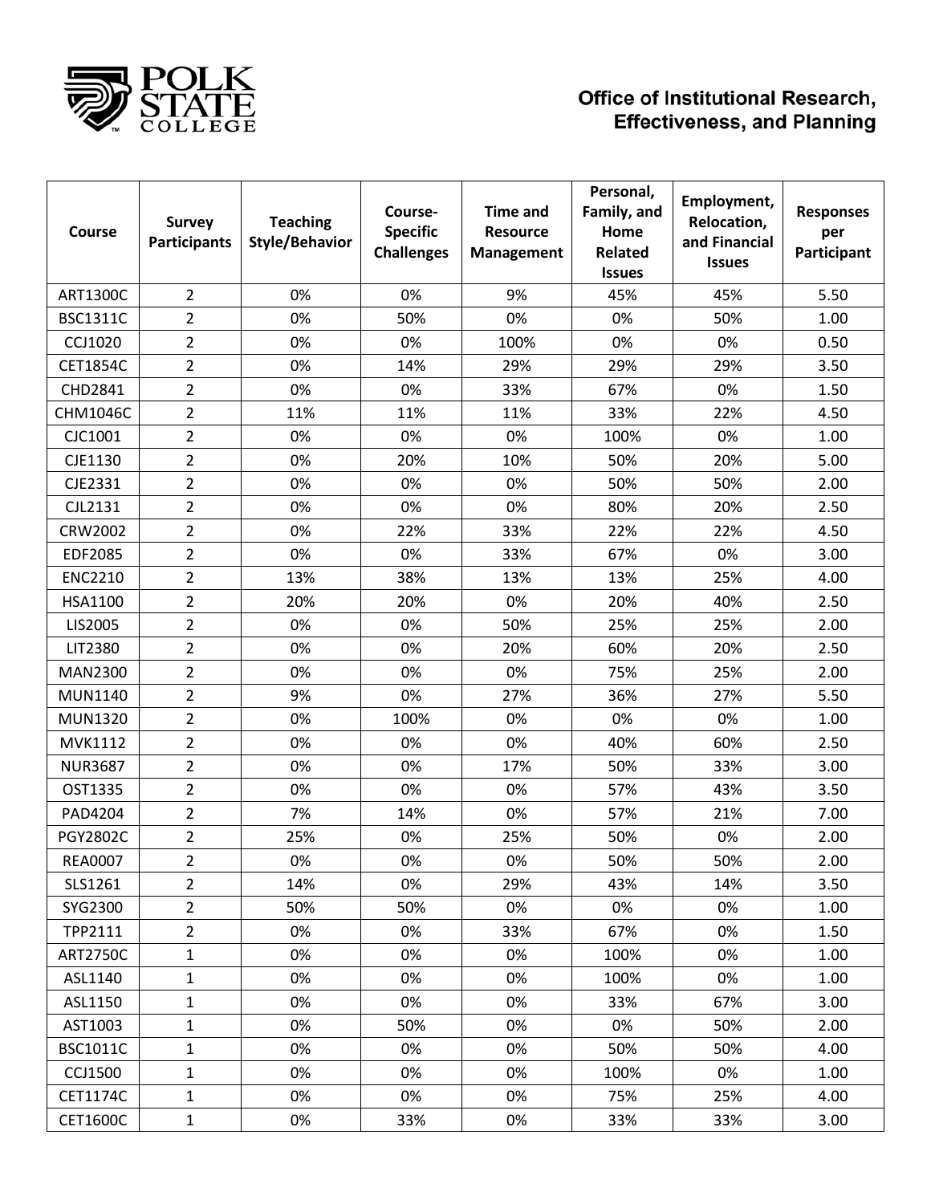| Course | Survey Participants | Teaching Style/Behavior | Course-Specific Challenges | Time and Resource Management | Personal, Family, and Home Related Issues | Employment, Relocation, and Financial Issues | Responses per Participant |
|---|---|---|---|---|---|---|---|
| ART1300C | 2 | 0% | 0% | 9% | 45% | 45% | 5.50 |
| BSC1311C | 2 | 0% | 50% | 0% | 0% | 50% | 1.00 |
| CCJ1020 | 2 | 0% | 0% | 100% | 0% | 0% | 0.50 |
| CET1854C | 2 | 0% | 14% | 29% | 29% | 29% | 3.50 |
| CHD2841 | 2 | 0% | 0% | 33% | 67% | 0% | 1.50 |
| CHM1046C | 2 | 11% | 11% | 11% | 33% | 22% | 4.50 |
| CJC1001 | 2 | 0% | 0% | 0% | 100% | 0% | 1.00 |
| CJE1130 | 2 | 0% | 20% | 10% | 50% | 20% | 5.00 |
| CJE2331 | 2 | 0% | 0% | 0% | 50% | 50% | 2.00 |
| CJL2131 | 2 | 0% | 0% | 0% | 80% | 20% | 2.50 |
| CRW2002 | 2 | 0% | 22% | 33% | 22% | 22% | 4.50 |
| EDF2085 | 2 | 0% | 0% | 33% | 67% | 0% | 3.00 |
| ENC2210 | 2 | 13% | 38% | 13% | 13% | 25% | 4.00 |
| HSA1100 | 2 | 20% | 20% | 0% | 20% | 40% | 2.50 |
| LIS2005 | 2 | 0% | 0% | 50% | 25% | 25% | 2.00 |
| LIT2380 | 2 | 0% | 0% | 20% | 60% | 20% | 2.50 |
| MAN2300 | 2 | 0% | 0% | 0% | 75% | 25% | 2.00 |
| MUN1140 | 2 | 9% | 0% | 27% | 36% | 27% | 5.50 |
| MUN1320 | 2 | 0% | 100% | 0% | 0% | 0% | 1.00 |
| MVK1112 | 2 | 0% | 0% | 0% | 40% | 60% | 2.50 |
| NUR3687 | 2 | 0% | 0% | 17% | 50% | 33% | 3.00 |
| OST1335 | 2 | 0% | 0% | 0% | 57% | 43% | 3.50 |
| PAD4204 | 2 | 7% | 14% | 0% | 57% | 21% | 7.00 |
| PGY2802C | 2 | 25% | 0% | 25% | 50% | 0% | 2.00 |
| REA0007 | 2 | 0% | 0% | 0% | 50% | 50% | 2.00 |
| SLS1261 | 2 | 14% | 0% | 29% | 43% | 14% | 3.50 |
| SYG2300 | 2 | 50% | 50% | 0% | 0% | 0% | 1.00 |
| TPP2111 | 2 | 0% | 0% | 33% | 67% | 0% | 1.50 |
| ART2750C | 1 | 0% | 0% | 0% | 100% | 0% | 1.00 |
| ASL1140 | 1 | 0% | 0% | 0% | 100% | 0% | 1.00 |
| ASL1150 | 1 | 0% | 0% | 0% | 33% | 67% | 3.00 |
| AST1003 | 1 | 0% | 50% | 0% | 0% | 50% | 2.00 |
| BSC1011C | 1 | 0% | 0% | 0% | 50% | 50% | 4.00 |
| CCJ1500 | 1 | 0% | 0% | 0% | 100% | 0% | 1.00 |
| CET1174C | 1 | 0% | 0% | 0% | 75% | 25% | 4.00 |
| CET1600C | 1 | 0% | 33% | 0% | 33% | 33% | 3.00 |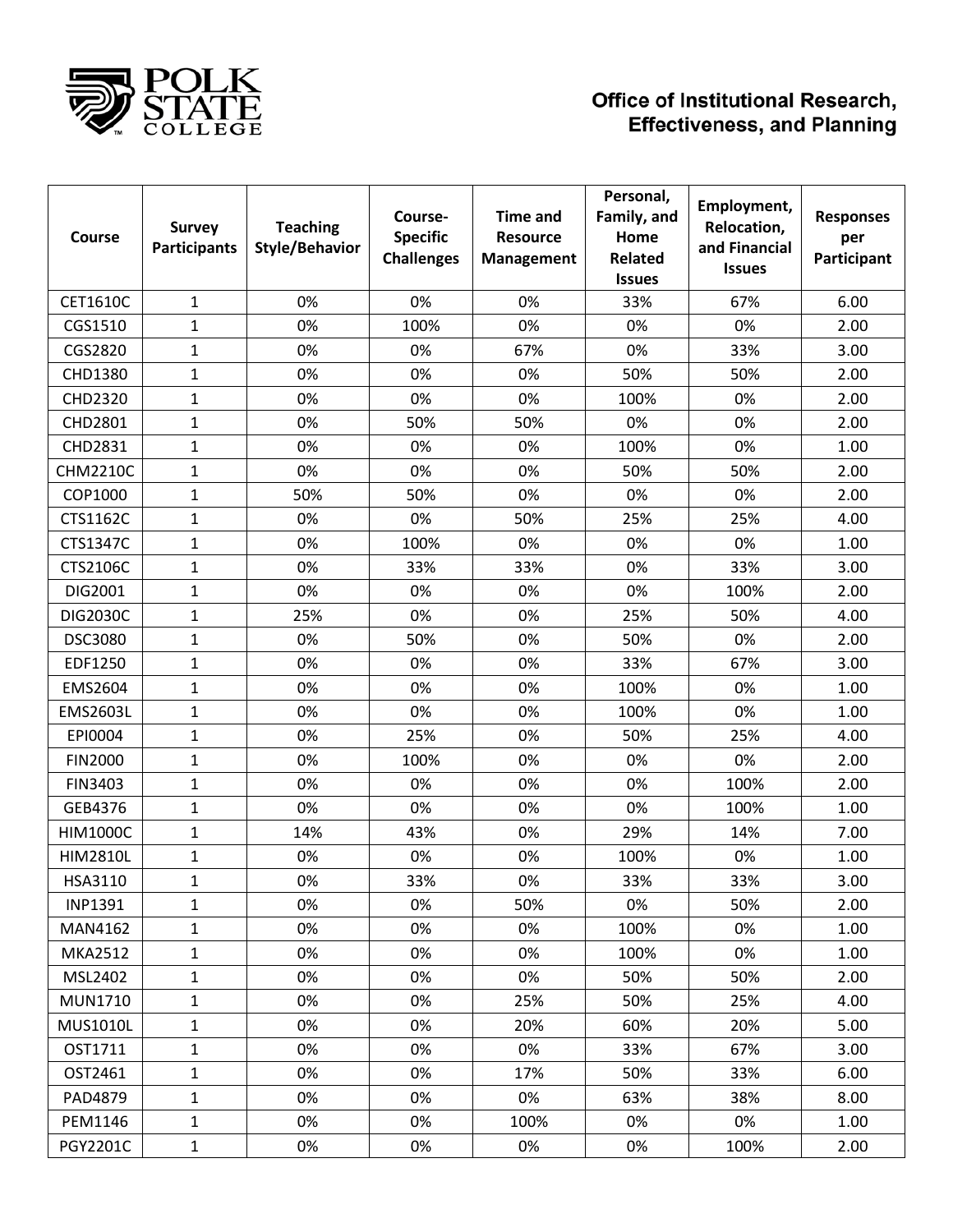**Office of Institutional Research, Effectiveness, and Planning**

| Course | Survey Participants | Teaching Style/Behavior | Course-Specific Challenges | Time and Resource Management | Personal, Family, and Home Related Issues | Employment, Relocation, and Financial Issues | Responses per Participant |
|---|---|---|---|---|---|---|---|
| CET1610C | 1 | 0% | 0% | 0% | 33% | 67% | 6.00 |
| CGS1510 | 1 | 0% | 100% | 0% | 0% | 0% | 2.00 |
| CGS2820 | 1 | 0% | 0% | 67% | 0% | 33% | 3.00 |
| CHD1380 | 1 | 0% | 0% | 0% | 50% | 50% | 2.00 |
| CHD2320 | 1 | 0% | 0% | 0% | 100% | 0% | 2.00 |
| CHD2801 | 1 | 0% | 50% | 50% | 0% | 0% | 2.00 |
| CHD2831 | 1 | 0% | 0% | 0% | 100% | 0% | 1.00 |
| CHM2210C | 1 | 0% | 0% | 0% | 50% | 50% | 2.00 |
| COP1000 | 1 | 50% | 50% | 0% | 0% | 0% | 2.00 |
| CTS1162C | 1 | 0% | 0% | 50% | 25% | 25% | 4.00 |
| CTS1347C | 1 | 0% | 100% | 0% | 0% | 0% | 1.00 |
| CTS2106C | 1 | 0% | 33% | 33% | 0% | 33% | 3.00 |
| DIG2001 | 1 | 0% | 0% | 0% | 0% | 100% | 2.00 |
| DIG2030C | 1 | 25% | 0% | 0% | 25% | 50% | 4.00 |
| DSC3080 | 1 | 0% | 50% | 0% | 50% | 0% | 2.00 |
| EDF1250 | 1 | 0% | 0% | 0% | 33% | 67% | 3.00 |
| EMS2604 | 1 | 0% | 0% | 0% | 100% | 0% | 1.00 |
| EMS2603L | 1 | 0% | 0% | 0% | 100% | 0% | 1.00 |
| EPI0004 | 1 | 0% | 25% | 0% | 50% | 25% | 4.00 |
| FIN2000 | 1 | 0% | 100% | 0% | 0% | 0% | 2.00 |
| FIN3403 | 1 | 0% | 0% | 0% | 0% | 100% | 2.00 |
| GEB4376 | 1 | 0% | 0% | 0% | 0% | 100% | 1.00 |
| HIM1000C | 1 | 14% | 43% | 0% | 29% | 14% | 7.00 |
| HIM2810L | 1 | 0% | 0% | 0% | 100% | 0% | 1.00 |
| HSA3110 | 1 | 0% | 33% | 0% | 33% | 33% | 3.00 |
| INP1391 | 1 | 0% | 0% | 50% | 0% | 50% | 2.00 |
| MAN4162 | 1 | 0% | 0% | 0% | 100% | 0% | 1.00 |
| MKA2512 | 1 | 0% | 0% | 0% | 100% | 0% | 1.00 |
| MSL2402 | 1 | 0% | 0% | 0% | 50% | 50% | 2.00 |
| MUN1710 | 1 | 0% | 0% | 25% | 50% | 25% | 4.00 |
| MUS1010L | 1 | 0% | 0% | 20% | 60% | 20% | 5.00 |
| OST1711 | 1 | 0% | 0% | 0% | 33% | 67% | 3.00 |
| OST2461 | 1 | 0% | 0% | 17% | 50% | 33% | 6.00 |
| PAD4879 | 1 | 0% | 0% | 0% | 63% | 38% | 8.00 |
| PEM1146 | 1 | 0% | 0% | 100% | 0% | 0% | 1.00 |
| PGY2201C | 1 | 0% | 0% | 0% | 0% | 100% | 2.00 |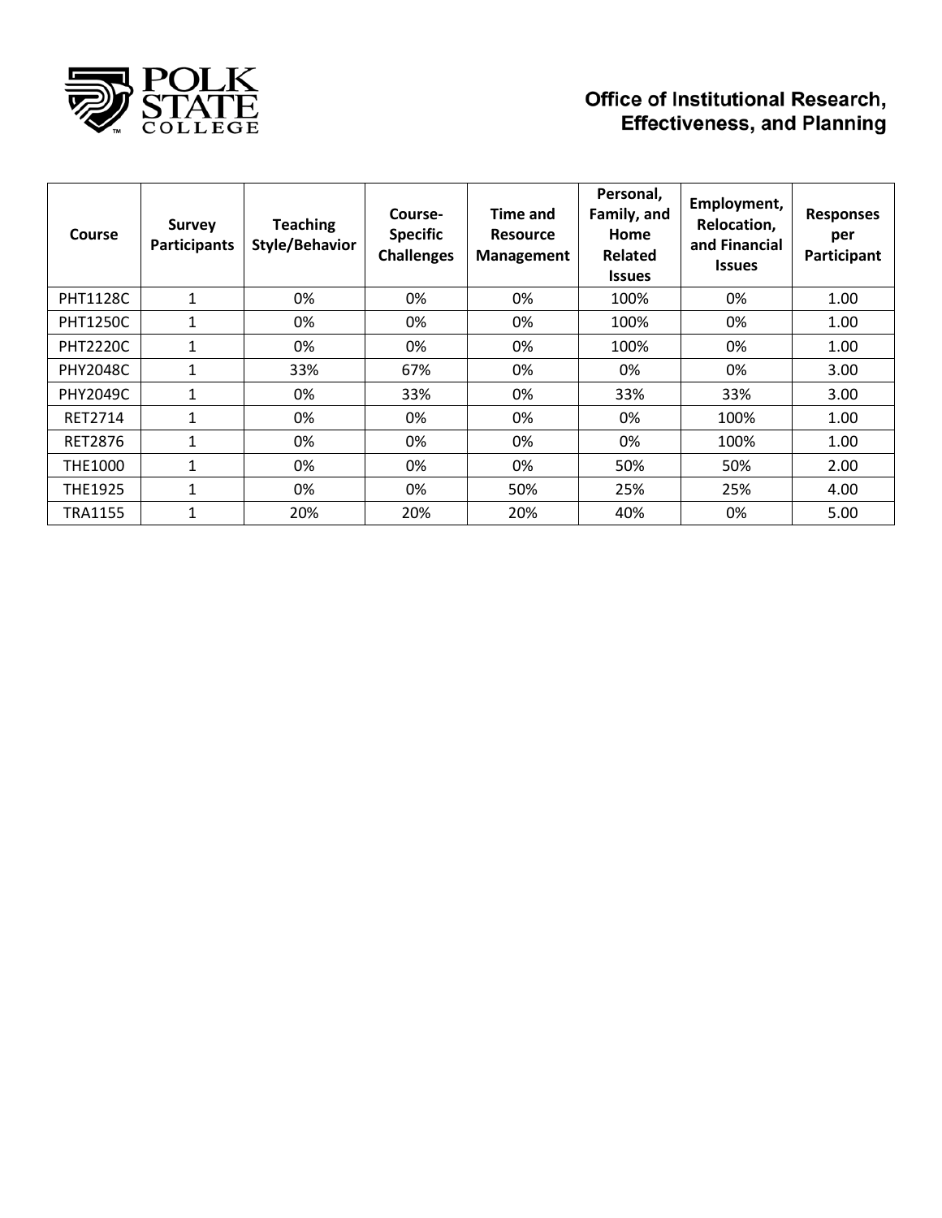| Course | Survey Participants | Teaching Style/Behavior | Course-Specific Challenges | Time and Resource Management | Personal, Family, and Home Related Issues | Employment, Relocation, and Financial Issues | Responses per Participant |
|---|---|---|---|---|---|---|---|
| PHT1128C | 1 | 0% | 0% | 0% | 100% | 0% | 1.00 |
| PHT1250C | 1 | 0% | 0% | 0% | 100% | 0% | 1.00 |
| PHT2220C | 1 | 0% | 0% | 0% | 100% | 0% | 1.00 |
| PHY2048C | 1 | 33% | 67% | 0% | 0% | 0% | 3.00 |
| PHY2049C | 1 | 0% | 33% | 0% | 33% | 33% | 3.00 |
| RET2714 | 1 | 0% | 0% | 0% | 0% | 100% | 1.00 |
| RET2876 | 1 | 0% | 0% | 0% | 0% | 100% | 1.00 |
| THE1000 | 1 | 0% | 0% | 0% | 50% | 50% | 2.00 |
| THE1925 | 1 | 0% | 0% | 50% | 25% | 25% | 4.00 |
| TRA1155 | 1 | 20% | 20% | 20% | 40% | 0% | 5.00 |